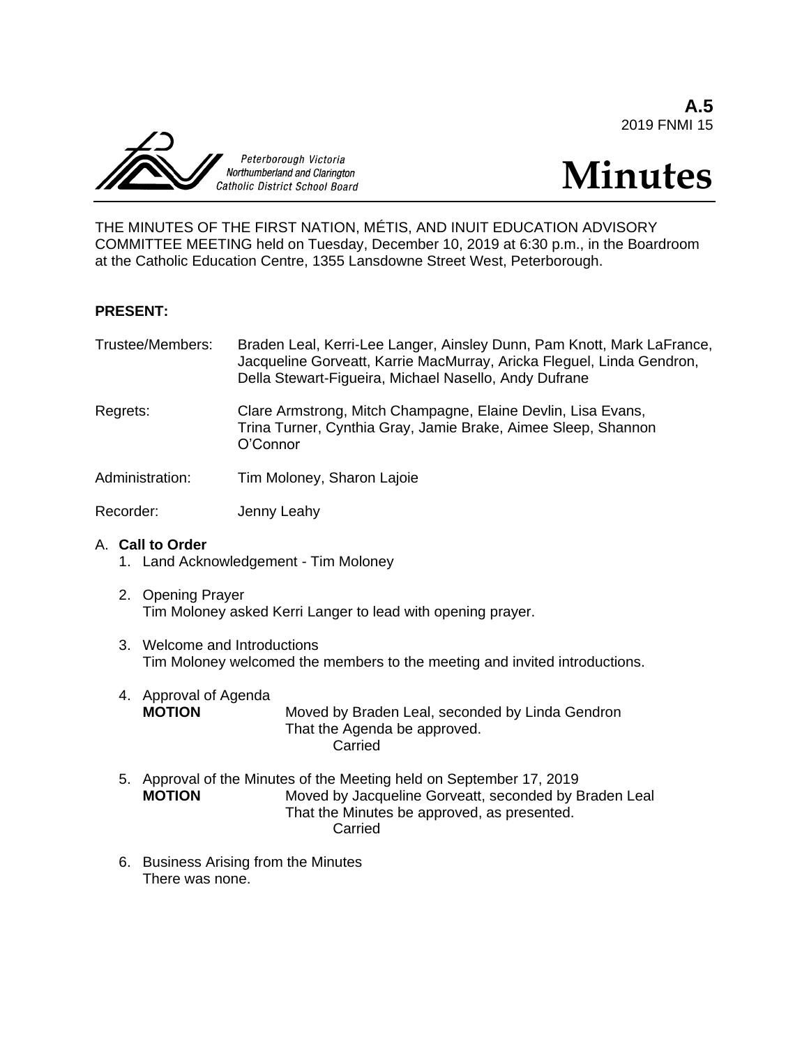**A.5**
2019 FNMI 15

Peterborough Victoria
Northumberland and Clarington
Catholic District School Board

# Minutes

THE MINUTES OF THE FIRST NATION, MÉTIS, AND INUIT EDUCATION ADVISORY COMMITTEE MEETING held on Tuesday, December 10, 2019 at 6:30 p.m., in the Boardroom at the Catholic Education Centre, 1355 Lansdowne Street West, Peterborough.

**PRESENT:**

Trustee/Members: Braden Leal, Kerri-Lee Langer, Ainsley Dunn, Pam Knott, Mark LaFrance, Jacqueline Gorveatt, Karrie MacMurray, Aricka Fleguel, Linda Gendron, Della Stewart-Figueira, Michael Nasello, Andy Dufrane

Regrets: Clare Armstrong, Mitch Champagne, Elaine Devlin, Lisa Evans, Trina Turner, Cynthia Gray, Jamie Brake, Aimee Sleep, Shannon O'Connor

Administration: Tim Moloney, Sharon Lajoie

Recorder: Jenny Leahy

A. **Call to Order**

1. Land Acknowledgement - Tim Moloney

2. Opening Prayer
   Tim Moloney asked Kerri Langer to lead with opening prayer.

3. Welcome and Introductions
   Tim Moloney welcomed the members to the meeting and invited introductions.

4. Approval of Agenda
   **MOTION** Moved by Braden Leal, seconded by Linda Gendron
   That the Agenda be approved.
   Carried

5. Approval of the Minutes of the Meeting held on September 17, 2019
   **MOTION** Moved by Jacqueline Gorveatt, seconded by Braden Leal
   That the Minutes be approved, as presented.
   Carried

6. Business Arising from the Minutes
   There was none.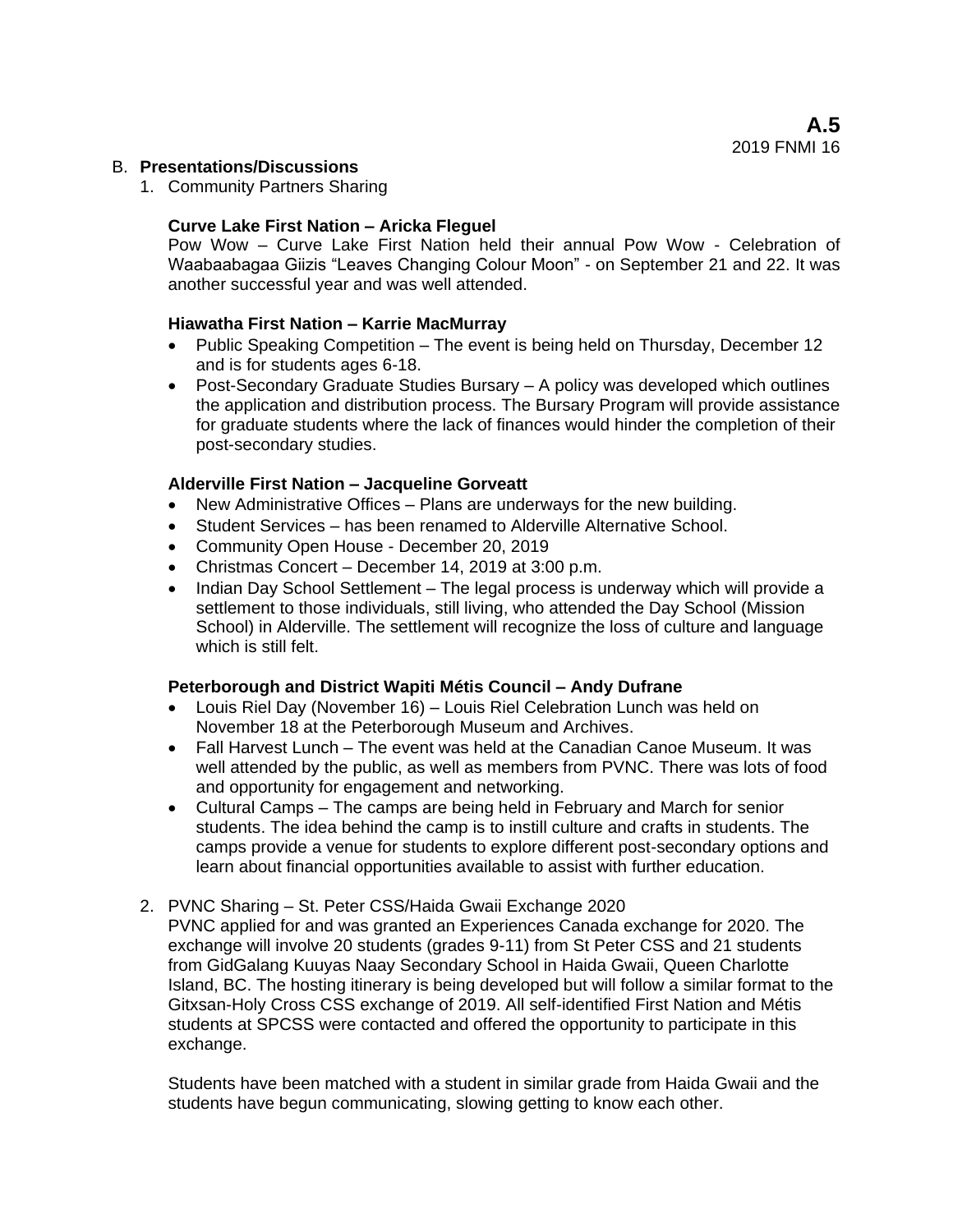B. **Presentations/Discussions**

1. Community Partners Sharing

**Curve Lake First Nation – Aricka Fleguel**

Pow Wow – Curve Lake First Nation held their annual Pow Wow - Celebration of Waabaabagaa Giizis "Leaves Changing Colour Moon" - on September 21 and 22. It was another successful year and was well attended.

**Hiawatha First Nation – Karrie MacMurray**

- Public Speaking Competition – The event is being held on Thursday, December 12 and is for students ages 6-18.
- Post-Secondary Graduate Studies Bursary – A policy was developed which outlines the application and distribution process. The Bursary Program will provide assistance for graduate students where the lack of finances would hinder the completion of their post-secondary studies.

**Alderville First Nation – Jacqueline Gorveatt**

- New Administrative Offices – Plans are underways for the new building.
- Student Services – has been renamed to Alderville Alternative School.
- Community Open House - December 20, 2019
- Christmas Concert – December 14, 2019 at 3:00 p.m.
- Indian Day School Settlement – The legal process is underway which will provide a settlement to those individuals, still living, who attended the Day School (Mission School) in Alderville. The settlement will recognize the loss of culture and language which is still felt.

**Peterborough and District Wapiti Métis Council – Andy Dufrane**

- Louis Riel Day (November 16) – Louis Riel Celebration Lunch was held on November 18 at the Peterborough Museum and Archives.
- Fall Harvest Lunch – The event was held at the Canadian Canoe Museum. It was well attended by the public, as well as members from PVNC. There was lots of food and opportunity for engagement and networking.
- Cultural Camps – The camps are being held in February and March for senior students. The idea behind the camp is to instill culture and crafts in students. The camps provide a venue for students to explore different post-secondary options and learn about financial opportunities available to assist with further education.

2. PVNC Sharing – St. Peter CSS/Haida Gwaii Exchange 2020

PVNC applied for and was granted an Experiences Canada exchange for 2020. The exchange will involve 20 students (grades 9-11) from St Peter CSS and 21 students from GidGalang Kuuyas Naay Secondary School in Haida Gwaii, Queen Charlotte Island, BC. The hosting itinerary is being developed but will follow a similar format to the Gitxsan-Holy Cross CSS exchange of 2019. All self-identified First Nation and Métis students at SPCSS were contacted and offered the opportunity to participate in this exchange.

Students have been matched with a student in similar grade from Haida Gwaii and the students have begun communicating, slowing getting to know each other.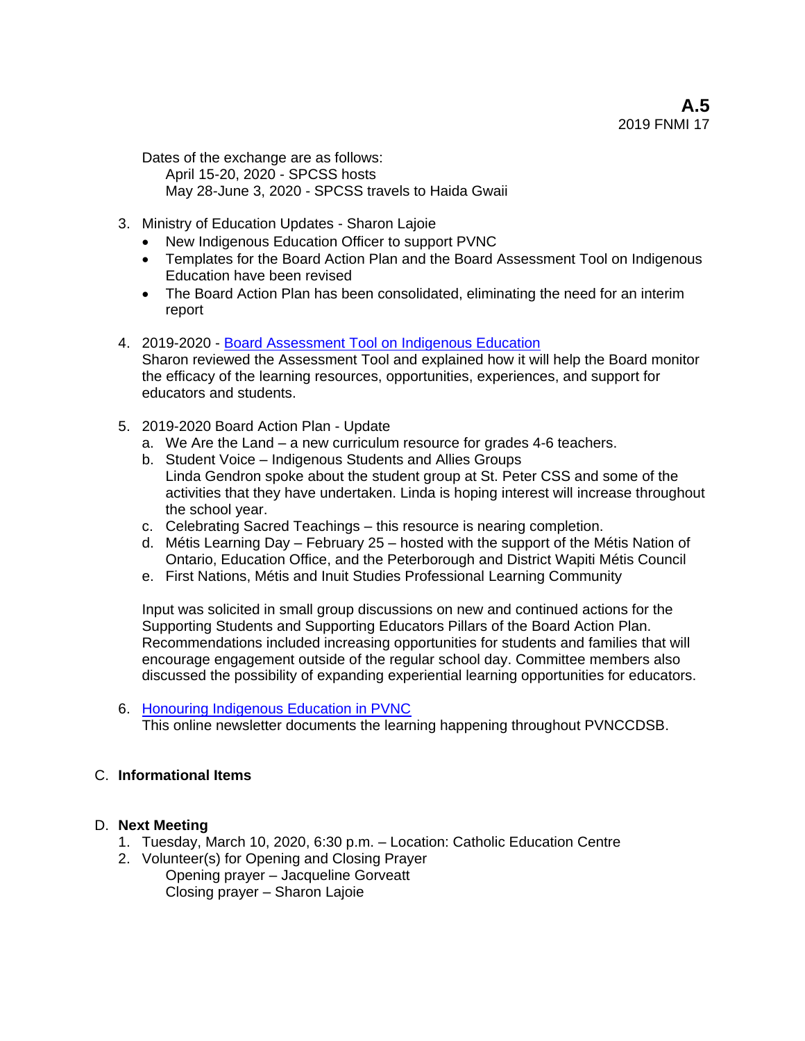Dates of the exchange are as follows:
April 15-20, 2020 - SPCSS hosts
May 28-June 3, 2020 - SPCSS travels to Haida Gwaii

3. Ministry of Education Updates - Sharon Lajoie
    - New Indigenous Education Officer to support PVNC
    - Templates for the Board Action Plan and the Board Assessment Tool on Indigenous Education have been revised
    - The Board Action Plan has been consolidated, eliminating the need for an interim report

4. 2019-2020 - Board Assessment Tool on Indigenous Education
   Sharon reviewed the Assessment Tool and explained how it will help the Board monitor the efficacy of the learning resources, opportunities, experiences, and support for educators and students.

5. 2019-2020 Board Action Plan - Update
    a. We Are the Land – a new curriculum resource for grades 4-6 teachers.
    b. Student Voice – Indigenous Students and Allies Groups
       Linda Gendron spoke about the student group at St. Peter CSS and some of the activities that they have undertaken. Linda is hoping interest will increase throughout the school year.
    c. Celebrating Sacred Teachings – this resource is nearing completion.
    d. Métis Learning Day – February 25 – hosted with the support of the Métis Nation of Ontario, Education Office, and the Peterborough and District Wapiti Métis Council
    e. First Nations, Métis and Inuit Studies Professional Learning Community

   Input was solicited in small group discussions on new and continued actions for the Supporting Students and Supporting Educators Pillars of the Board Action Plan. Recommendations included increasing opportunities for students and families that will encourage engagement outside of the regular school day. Committee members also discussed the possibility of expanding experiential learning opportunities for educators.

6. Honouring Indigenous Education in PVNC
   This online newsletter documents the learning happening throughout PVNCCDSB.

C. **Informational Items**

D. **Next Meeting**
1. Tuesday, March 10, 2020, 6:30 p.m. – Location: Catholic Education Centre
2. Volunteer(s) for Opening and Closing Prayer
   Opening prayer – Jacqueline Gorveatt
   Closing prayer – Sharon Lajoie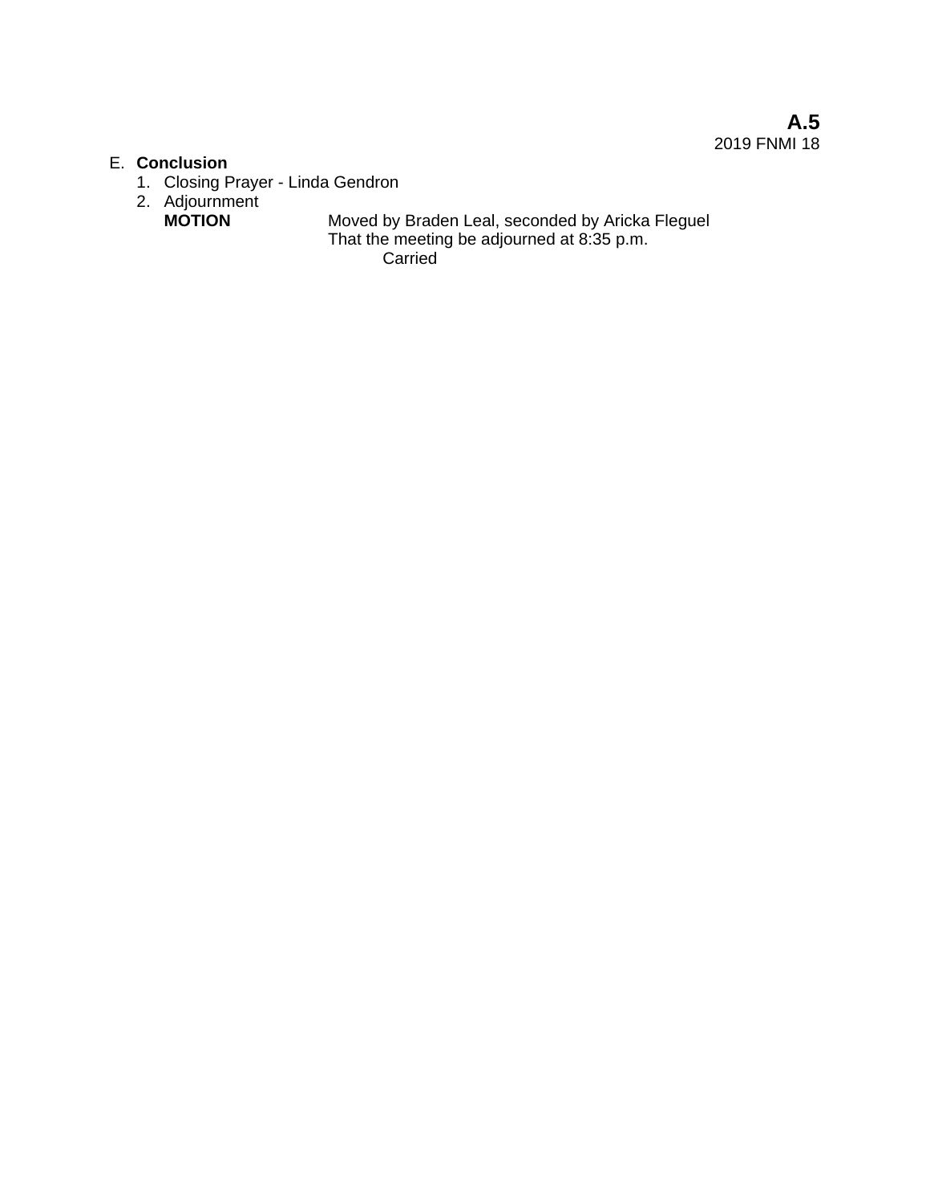E. **Conclusion**

1. Closing Prayer - Linda Gendron
2. Adjournment

**MOTION** Moved by Braden Leal, seconded by Aricka Fleguel
That the meeting be adjourned at 8:35 p.m.
Carried